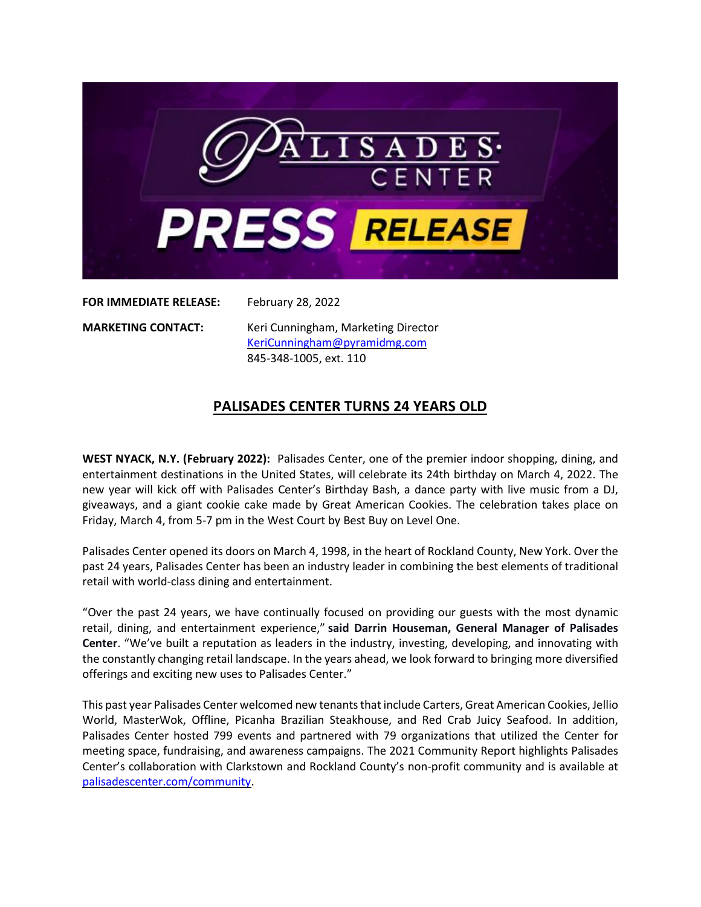**FOR IMMEDIATE RELEASE:** February 28, 2022

**MARKETING CONTACT:** Keri Cunningham, Marketing Director
KeriCunningham@pyramidmg.com
845-348-1005, ext. 110

# PALISADES CENTER TURNS 24 YEARS OLD

**WEST NYACK, N.Y. (February 2022):** Palisades Center, one of the premier indoor shopping, dining, and entertainment destinations in the United States, will celebrate its 24th birthday on March 4, 2022. The new year will kick off with Palisades Center's Birthday Bash, a dance party with live music from a DJ, giveaways, and a giant cookie cake made by Great American Cookies. The celebration takes place on Friday, March 4, from 5-7 pm in the West Court by Best Buy on Level One.

Palisades Center opened its doors on March 4, 1998, in the heart of Rockland County, New York. Over the past 24 years, Palisades Center has been an industry leader in combining the best elements of traditional retail with world-class dining and entertainment.

"Over the past 24 years, we have continually focused on providing our guests with the most dynamic retail, dining, and entertainment experience," **said Darrin Houseman, General Manager of Palisades Center**. "We've built a reputation as leaders in the industry, investing, developing, and innovating with the constantly changing retail landscape. In the years ahead, we look forward to bringing more diversified offerings and exciting new uses to Palisades Center."

This past year Palisades Center welcomed new tenants that include Carters, Great American Cookies, Jellio World, MasterWok, Offline, Picanha Brazilian Steakhouse, and Red Crab Juicy Seafood. In addition, Palisades Center hosted 799 events and partnered with 79 organizations that utilized the Center for meeting space, fundraising, and awareness campaigns. The 2021 Community Report highlights Palisades Center's collaboration with Clarkstown and Rockland County's non-profit community and is available at palisadescenter.com/community.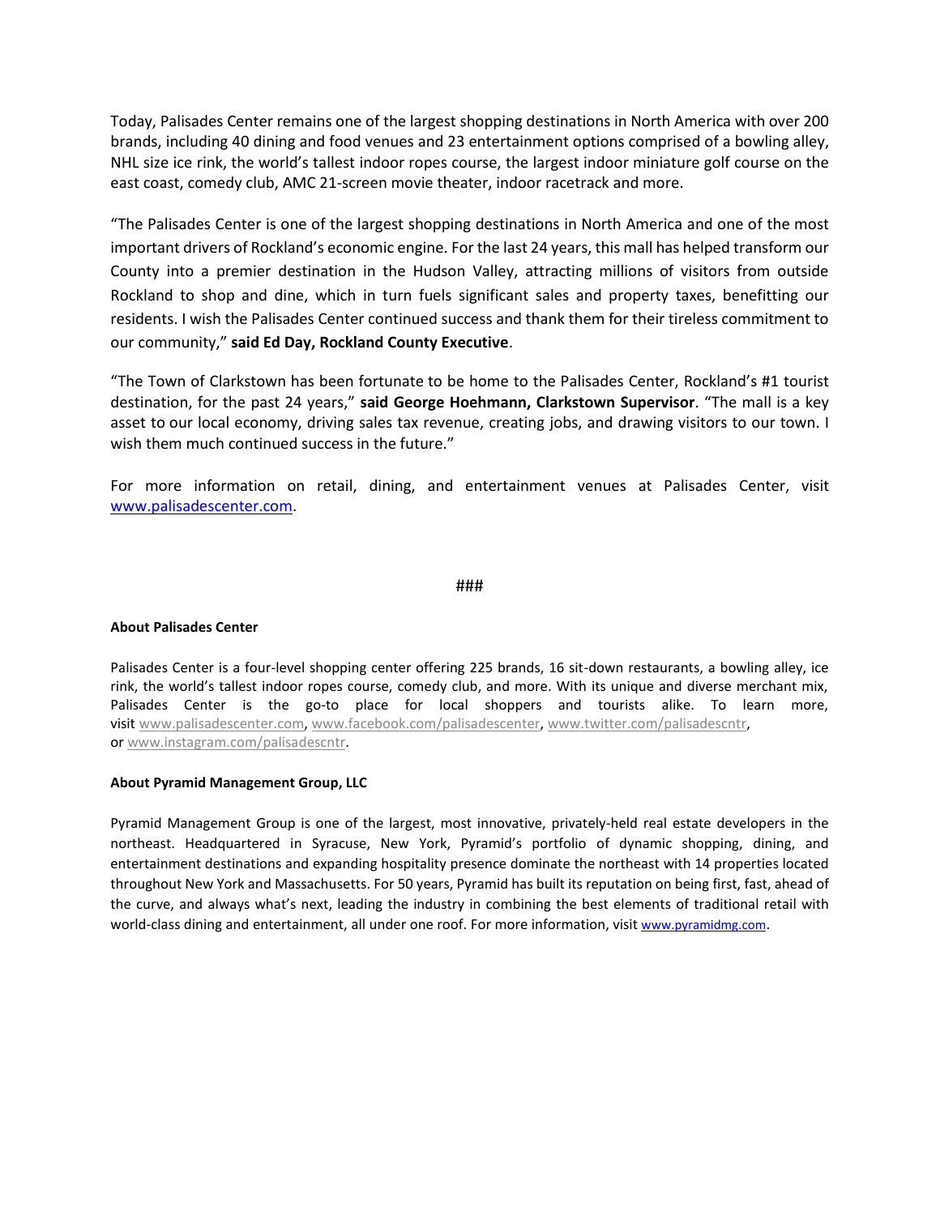Today, Palisades Center remains one of the largest shopping destinations in North America with over 200 brands, including 40 dining and food venues and 23 entertainment options comprised of a bowling alley, NHL size ice rink, the world's tallest indoor ropes course, the largest indoor miniature golf course on the east coast, comedy club, AMC 21-screen movie theater, indoor racetrack and more.

"The Palisades Center is one of the largest shopping destinations in North America and one of the most important drivers of Rockland's economic engine. For the last 24 years, this mall has helped transform our County into a premier destination in the Hudson Valley, attracting millions of visitors from outside Rockland to shop and dine, which in turn fuels significant sales and property taxes, benefitting our residents. I wish the Palisades Center continued success and thank them for their tireless commitment to our community," **said Ed Day, Rockland County Executive**.

"The Town of Clarkstown has been fortunate to be home to the Palisades Center, Rockland's #1 tourist destination, for the past 24 years," **said George Hoehmann, Clarkstown Supervisor**. "The mall is a key asset to our local economy, driving sales tax revenue, creating jobs, and drawing visitors to our town. I wish them much continued success in the future."

For more information on retail, dining, and entertainment venues at Palisades Center, visit www.palisadescenter.com.

###

**About Palisades Center**

Palisades Center is a four-level shopping center offering 225 brands, 16 sit-down restaurants, a bowling alley, ice rink, the world's tallest indoor ropes course, comedy club, and more. With its unique and diverse merchant mix, Palisades Center is the go-to place for local shoppers and tourists alike. To learn more, visit www.palisadescenter.com, www.facebook.com/palisadescenter, www.twitter.com/palisadescntr, or www.instagram.com/palisadescntr.

**About Pyramid Management Group, LLC**

Pyramid Management Group is one of the largest, most innovative, privately-held real estate developers in the northeast. Headquartered in Syracuse, New York, Pyramid's portfolio of dynamic shopping, dining, and entertainment destinations and expanding hospitality presence dominate the northeast with 14 properties located throughout New York and Massachusetts. For 50 years, Pyramid has built its reputation on being first, fast, ahead of the curve, and always what's next, leading the industry in combining the best elements of traditional retail with world-class dining and entertainment, all under one roof. For more information, visit www.pyramidmg.com.